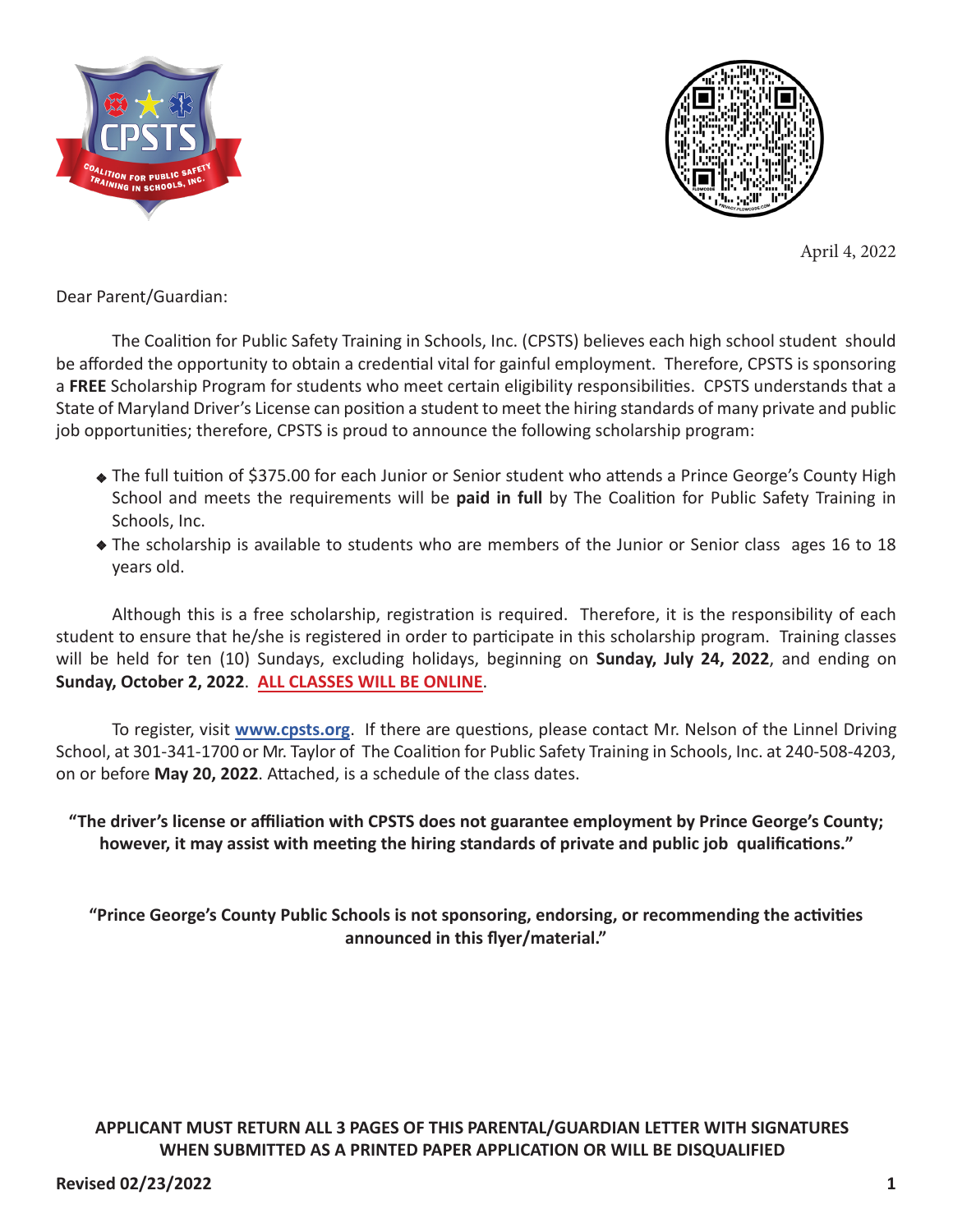April 4, 2022

Dear Parent/Guardian:

The Coalition for Public Safety Training in Schools, Inc. (CPSTS) believes each high school student should be afforded the opportunity to obtain a credential vital for gainful employment. Therefore, CPSTS is sponsoring a **FREE** Scholarship Program for students who meet certain eligibility responsibilities. CPSTS understands that a State of Maryland Driver's License can position a student to meet the hiring standards of many private and public job opportunities; therefore, CPSTS is proud to announce the following scholarship program:

- The full tuition of $375.00 for each Junior or Senior student who attends a Prince George's County High School and meets the requirements will be **paid in full** by The Coalition for Public Safety Training in Schools, Inc.
- The scholarship is available to students who are members of the Junior or Senior class ages 16 to 18 years old.

Although this is a free scholarship, registration is required. Therefore, it is the responsibility of each student to ensure that he/she is registered in order to participate in this scholarship program. Training classes will be held for ten (10) Sundays, excluding holidays, beginning on **Sunday, July 24, 2022**, and ending on **Sunday, October 2, 2022**. **ALL CLASSES WILL BE ONLINE**.

To register, visit **www.cpsts.org**. If there are questions, please contact Mr. Nelson of the Linnel Driving School, at 301-341-1700 or Mr. Taylor of The Coalition for Public Safety Training in Schools, Inc. at 240-508-4203, on or before **May 20, 2022**. Attached, is a schedule of the class dates.

**"The driver's license or affiliation with CPSTS does not guarantee employment by Prince George's County; however, it may assist with meeting the hiring standards of private and public job qualifications."**

**"Prince George's County Public Schools is not sponsoring, endorsing, or recommending the activities announced in this flyer/material."**

**APPLICANT MUST RETURN ALL 3 PAGES OF THIS PARENTAL/GUARDIAN LETTER WITH SIGNATURES WHEN SUBMITTED AS A PRINTED PAPER APPLICATION OR WILL BE DISQUALIFIED**

**Revised 02/23/2022**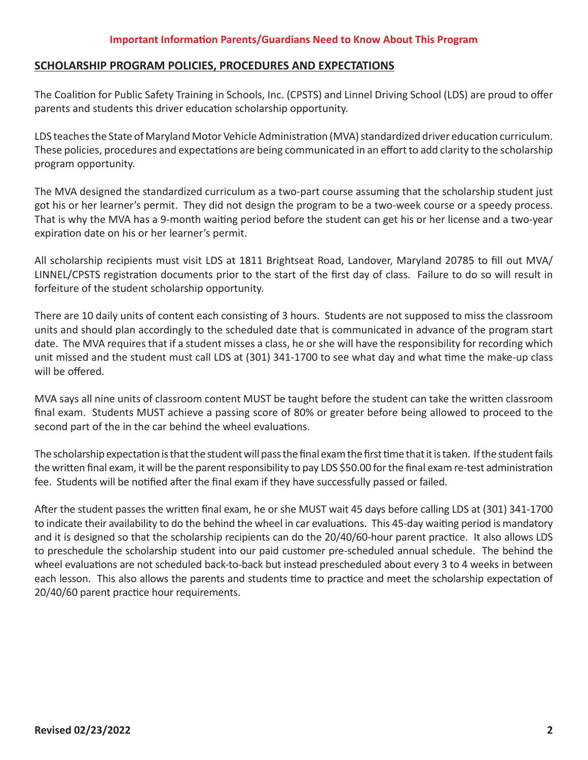**Important Information Parents/Guardians Need to Know About This Program**

## SCHOLARSHIP PROGRAM POLICIES, PROCEDURES AND EXPECTATIONS

The Coalition for Public Safety Training in Schools, Inc. (CPSTS) and Linnel Driving School (LDS) are proud to offer parents and students this driver education scholarship opportunity.

LDS teaches the State of Maryland Motor Vehicle Administration (MVA) standardized driver education curriculum. These policies, procedures and expectations are being communicated in an effort to add clarity to the scholarship program opportunity.

The MVA designed the standardized curriculum as a two-part course assuming that the scholarship student just got his or her learner's permit. They did not design the program to be a two-week course or a speedy process. That is why the MVA has a 9-month waiting period before the student can get his or her license and a two-year expiration date on his or her learner's permit.

All scholarship recipients must visit LDS at 1811 Brightseat Road, Landover, Maryland 20785 to fill out MVA/ LINNEL/CPSTS registration documents prior to the start of the first day of class. Failure to do so will result in forfeiture of the student scholarship opportunity.

There are 10 daily units of content each consisting of 3 hours. Students are not supposed to miss the classroom units and should plan accordingly to the scheduled date that is communicated in advance of the program start date. The MVA requires that if a student misses a class, he or she will have the responsibility for recording which unit missed and the student must call LDS at (301) 341-1700 to see what day and what time the make-up class will be offered.

MVA says all nine units of classroom content MUST be taught before the student can take the written classroom final exam. Students MUST achieve a passing score of 80% or greater before being allowed to proceed to the second part of the in the car behind the wheel evaluations.

The scholarship expectation is that the student will pass the final exam the first time that it is taken. If the student fails the written final exam, it will be the parent responsibility to pay LDS $50.00 for the final exam re-test administration fee. Students will be notified after the final exam if they have successfully passed or failed.

After the student passes the written final exam, he or she MUST wait 45 days before calling LDS at (301) 341-1700 to indicate their availability to do the behind the wheel in car evaluations. This 45-day waiting period is mandatory and it is designed so that the scholarship recipients can do the 20/40/60-hour parent practice. It also allows LDS to preschedule the scholarship student into our paid customer pre-scheduled annual schedule. The behind the wheel evaluations are not scheduled back-to-back but instead prescheduled about every 3 to 4 weeks in between each lesson. This also allows the parents and students time to practice and meet the scholarship expectation of 20/40/60 parent practice hour requirements.

**Revised 02/23/2022**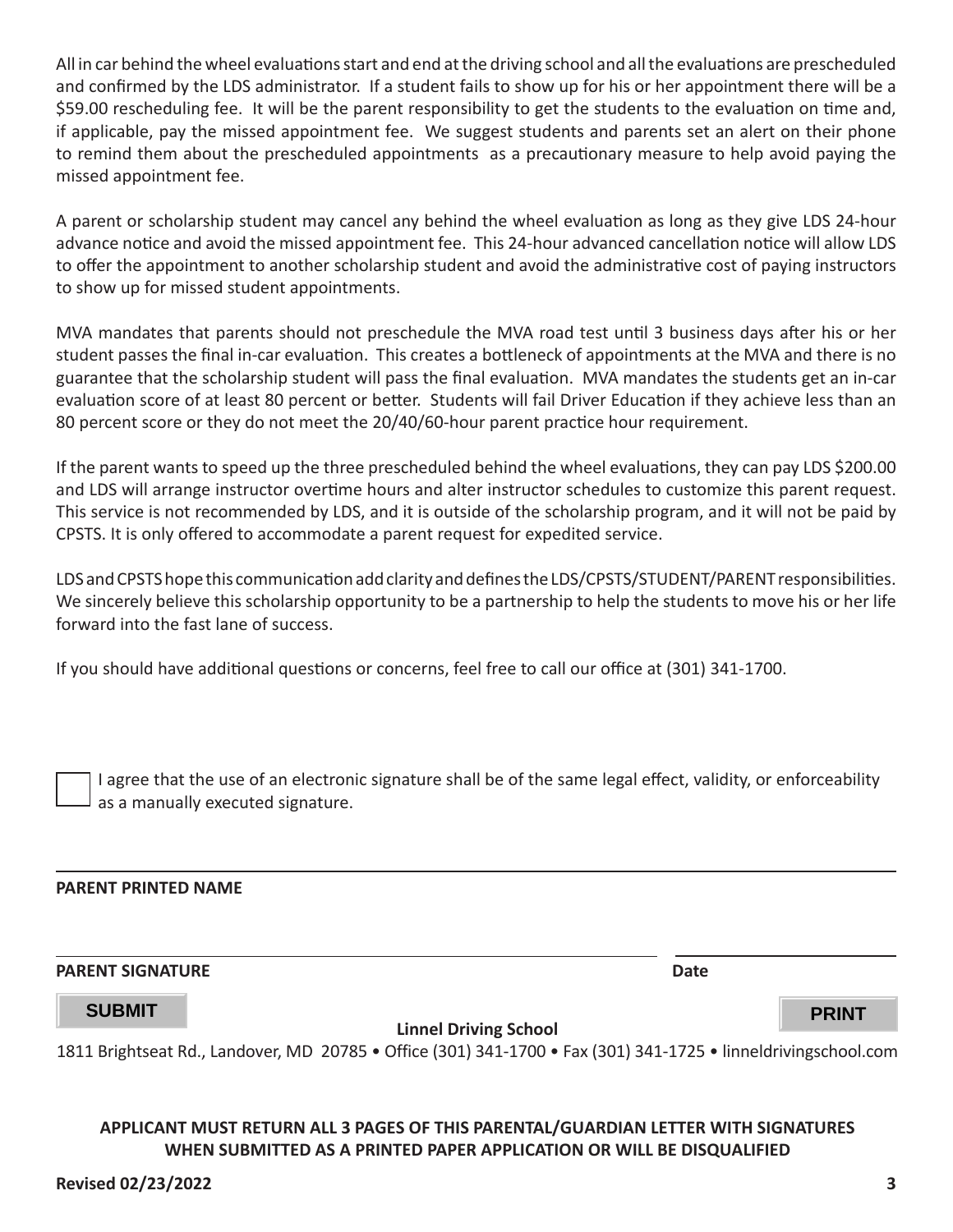All in car behind the wheel evaluations start and end at the driving school and all the evaluations are prescheduled and confirmed by the LDS administrator. If a student fails to show up for his or her appointment there will be a $59.00 rescheduling fee. It will be the parent responsibility to get the students to the evaluation on time and, if applicable, pay the missed appointment fee. We suggest students and parents set an alert on their phone to remind them about the prescheduled appointments as a precautionary measure to help avoid paying the missed appointment fee.

A parent or scholarship student may cancel any behind the wheel evaluation as long as they give LDS 24-hour advance notice and avoid the missed appointment fee. This 24-hour advanced cancellation notice will allow LDS to offer the appointment to another scholarship student and avoid the administrative cost of paying instructors to show up for missed student appointments.

MVA mandates that parents should not preschedule the MVA road test until 3 business days after his or her student passes the final in-car evaluation. This creates a bottleneck of appointments at the MVA and there is no guarantee that the scholarship student will pass the final evaluation. MVA mandates the students get an in-car evaluation score of at least 80 percent or better. Students will fail Driver Education if they achieve less than an 80 percent score or they do not meet the 20/40/60-hour parent practice hour requirement.

If the parent wants to speed up the three prescheduled behind the wheel evaluations, they can pay LDS $200.00 and LDS will arrange instructor overtime hours and alter instructor schedules to customize this parent request. This service is not recommended by LDS, and it is outside of the scholarship program, and it will not be paid by CPSTS. It is only offered to accommodate a parent request for expedited service.

LDS and CPSTS hope this communication add clarity and defines the LDS/CPSTS/STUDENT/PARENT responsibilities. We sincerely believe this scholarship opportunity to be a partnership to help the students to move his or her life forward into the fast lane of success.

If you should have additional questions or concerns, feel free to call our office at (301) 341-1700.

☐ I agree that the use of an electronic signature shall be of the same legal effect, validity, or enforceability as a manually executed signature.

______________________________________________

**PARENT PRINTED NAME**

______________________________________________ ____________________

**PARENT SIGNATURE** **Date**

SUBMIT PRINT

**Linnel Driving School**

1811 Brightseat Rd., Landover, MD 20785 • Office (301) 341-1700 • Fax (301) 341-1725 • linneldrivingschool.com

**APPLICANT MUST RETURN ALL 3 PAGES OF THIS PARENTAL/GUARDIAN LETTER WITH SIGNATURES WHEN SUBMITTED AS A PRINTED PAPER APPLICATION OR WILL BE DISQUALIFIED**

**Revised 02/23/2022**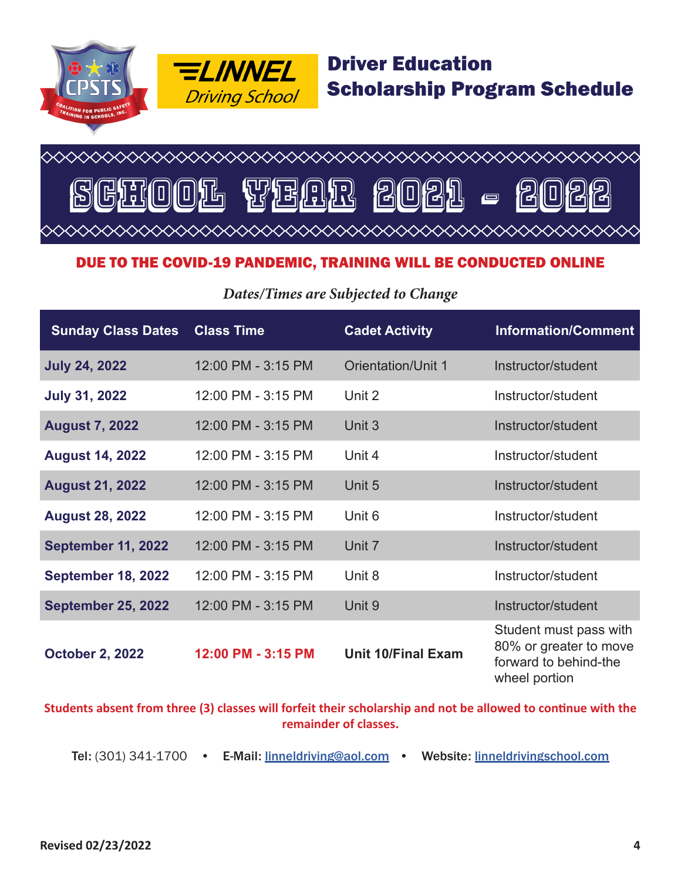# Driver Education Scholarship Program Schedule

CPSTS — Coalition for Public Safety Training in Schools, Inc.

LINNEL Driving School

## SCHOOL YEAR 2021 - 2022

**DUE TO THE COVID-19 PANDEMIC, TRAINING WILL BE CONDUCTED ONLINE**

*Dates/Times are Subjected to Change*

| Sunday Class Dates | Class Time | Cadet Activity | Information/Comment |
|---|---|---|---|
| **July 24, 2022** | 12:00 PM - 3:15 PM | Orientation/Unit 1 | Instructor/student |
| **July 31, 2022** | 12:00 PM - 3:15 PM | Unit 2 | Instructor/student |
| **August 7, 2022** | 12:00 PM - 3:15 PM | Unit 3 | Instructor/student |
| **August 14, 2022** | 12:00 PM - 3:15 PM | Unit 4 | Instructor/student |
| **August 21, 2022** | 12:00 PM - 3:15 PM | Unit 5 | Instructor/student |
| **August 28, 2022** | 12:00 PM - 3:15 PM | Unit 6 | Instructor/student |
| **September 11, 2022** | 12:00 PM - 3:15 PM | Unit 7 | Instructor/student |
| **September 18, 2022** | 12:00 PM - 3:15 PM | Unit 8 | Instructor/student |
| **September 25, 2022** | 12:00 PM - 3:15 PM | Unit 9 | Instructor/student |
| **October 2, 2022** | **12:00 PM - 3:15 PM** | **Unit 10/Final Exam** | Student must pass with 80% or greater to move forward to behind-the wheel portion |

**Students absent from three (3) classes will forfeit their scholarship and not be allowed to continue with the remainder of classes.**

**Tel:** (301) 341-1700 • **E-Mail:** linneldriving@aol.com • **Website:** linneldrivingschool.com

**Revised 02/23/2022**